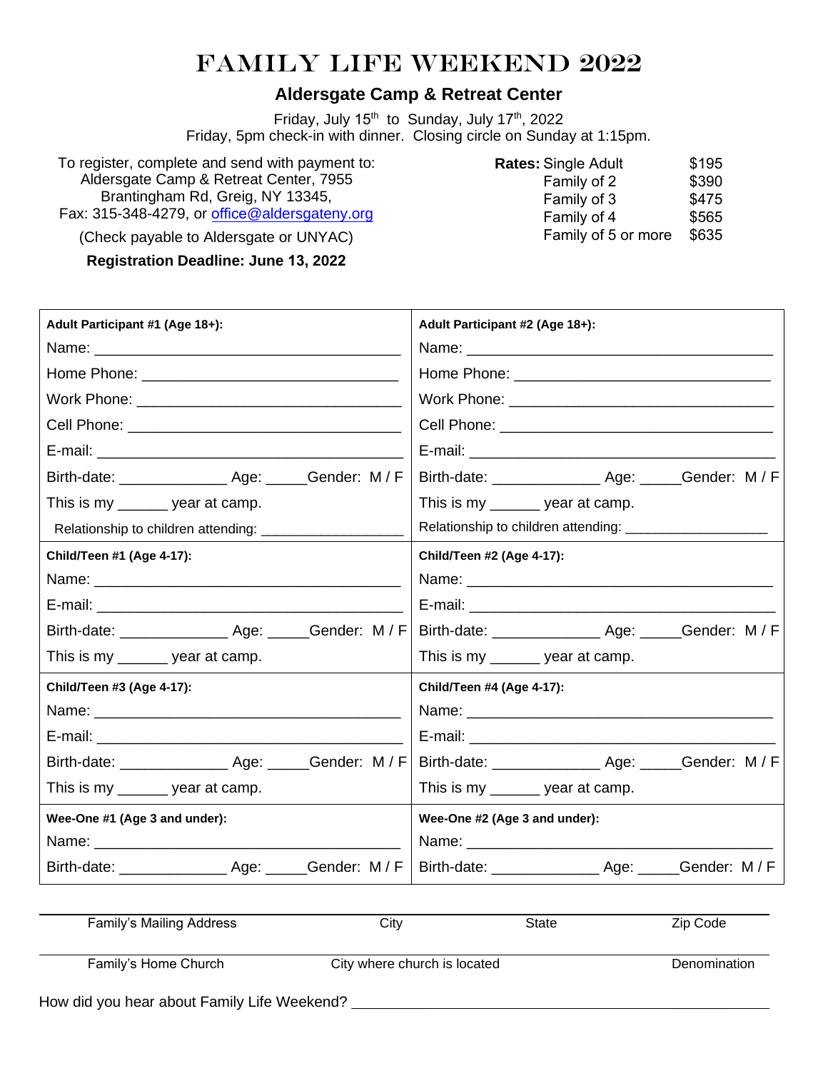# FAMILY LIFE WEEKEND 2022

## Aldersgate Camp & Retreat Center

Friday, July 15th to Sunday, July 17th, 2022
Friday, 5pm check-in with dinner. Closing circle on Sunday at 1:15pm.

To register, complete and send with payment to:
Aldersgate Camp & Retreat Center, 7955
Brantingham Rd, Greig, NY 13345,
Fax: 315-348-4279, or office@aldersgateny.org

(Check payable to Aldersgate or UNYAC)

**Registration Deadline: June 13, 2022**

| **Rates:** | |
|---|---|
| Single Adult | $195 |
| Family of 2 | $390 |
| Family of 3 | $475 |
| Family of 4 | $565 |
| Family of 5 or more | $635 |

| **Adult Participant #1 (Age 18+):** | **Adult Participant #2 (Age 18+):** |
|---|---|
| Name: ______________________ | Name: ______________________ |
| Home Phone: ______________________ | Home Phone: ______________________ |
| Work Phone: ______________________ | Work Phone: ______________________ |
| Cell Phone: ______________________ | Cell Phone: ______________________ |
| E-mail: ______________________ | E-mail: ______________________ |
| Birth-date: ___________ Age: _____Gender: M / F | Birth-date: ___________ Age: _____Gender: M / F |
| This is my ______ year at camp. | This is my ______ year at camp. |
| Relationship to children attending: ______________ | Relationship to children attending: ______________ |
| **Child/Teen #1 (Age 4-17):** | **Child/Teen #2 (Age 4-17):** |
| Name: ______________________ | Name: ______________________ |
| E-mail: ______________________ | E-mail: ______________________ |
| Birth-date: ___________ Age: _____Gender: M / F | Birth-date: ___________ Age: _____Gender: M / F |
| This is my ______ year at camp. | This is my ______ year at camp. |
| **Child/Teen #3 (Age 4-17):** | **Child/Teen #4 (Age 4-17):** |
| Name: ______________________ | Name: ______________________ |
| E-mail: ______________________ | E-mail: ______________________ |
| Birth-date: ___________ Age: _____Gender: M / F | Birth-date: ___________ Age: _____Gender: M / F |
| This is my ______ year at camp. | This is my ______ year at camp. |
| **Wee-One #1 (Age 3 and under):** | **Wee-One #2 (Age 3 and under):** |
| Name: ______________________ | Name: ______________________ |
| Birth-date: ___________ Age: _____Gender: M / F | Birth-date: ___________ Age: _____Gender: M / F |

______________________________________________________________________
Family's Mailing Address | City | State | Zip Code

______________________________________________________________________
Family's Home Church | City where church is located | Denomination

How did you hear about Family Life Weekend? ______________________________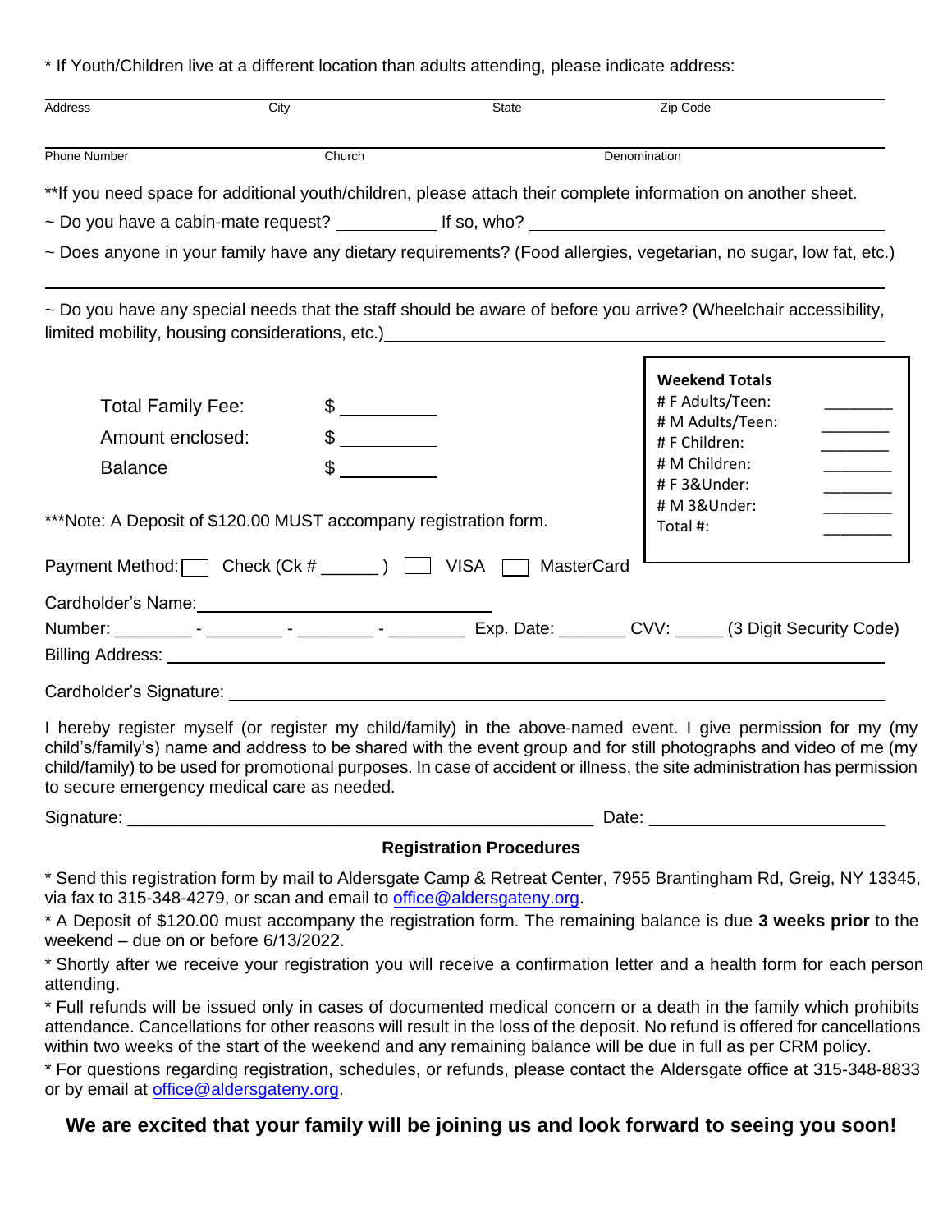* If Youth/Children live at a different location than adults attending, please indicate address:

Address City State Zip Code

Phone Number Church Denomination

**If you need space for additional youth/children, please attach their complete information on another sheet.

~ Do you have a cabin-mate request? __________ If so, who? ______________________________________

~ Does anyone in your family have any dietary requirements? (Food allergies, vegetarian, no sugar, low fat, etc.)

______________________________________________________________________________

~ Do you have any special needs that the staff should be aware of before you arrive? (Wheelchair accessibility, limited mobility, housing considerations, etc.) ______________________________________

Total Family Fee: $ _________

Amount enclosed: $ _________

Balance $ _________

***Note: A Deposit of $120.00 MUST accompany registration form.

**Weekend Totals**

# F Adults/Teen: _______

# M Adults/Teen: _______

# F Children: _______

# M Children: _______

# F 3&Under: _______

# M 3&Under: _______

Total #: _______

Payment Method: ☐ Check (Ck # ______ ) ☐ VISA ☐ MasterCard

Cardholder's Name: ______________________________

Number: ________ - ________ - ________ - ________ Exp. Date: _______ CVV: _____ (3 Digit Security Code)

Billing Address: ______________________________________________________________

Cardholder's Signature: ________________________________________________________

I hereby register myself (or register my child/family) in the above-named event. I give permission for my (my child's/family's) name and address to be shared with the event group and for still photographs and video of me (my child/family) to be used for promotional purposes. In case of accident or illness, the site administration has permission to secure emergency medical care as needed.

Signature: ____________________________________________ Date: ____________________

**Registration Procedures**

* Send this registration form by mail to Aldersgate Camp & Retreat Center, 7955 Brantingham Rd, Greig, NY 13345, via fax to 315-348-4279, or scan and email to office@aldersgateny.org.

* A Deposit of $120.00 must accompany the registration form. The remaining balance is due **3 weeks prior** to the weekend – due on or before 6/13/2022.

* Shortly after we receive your registration you will receive a confirmation letter and a health form for each person attending.

* Full refunds will be issued only in cases of documented medical concern or a death in the family which prohibits attendance. Cancellations for other reasons will result in the loss of the deposit. No refund is offered for cancellations within two weeks of the start of the weekend and any remaining balance will be due in full as per CRM policy.

* For questions regarding registration, schedules, or refunds, please contact the Aldersgate office at 315-348-8833 or by email at office@aldersgateny.org.

**We are excited that your family will be joining us and look forward to seeing you soon!**